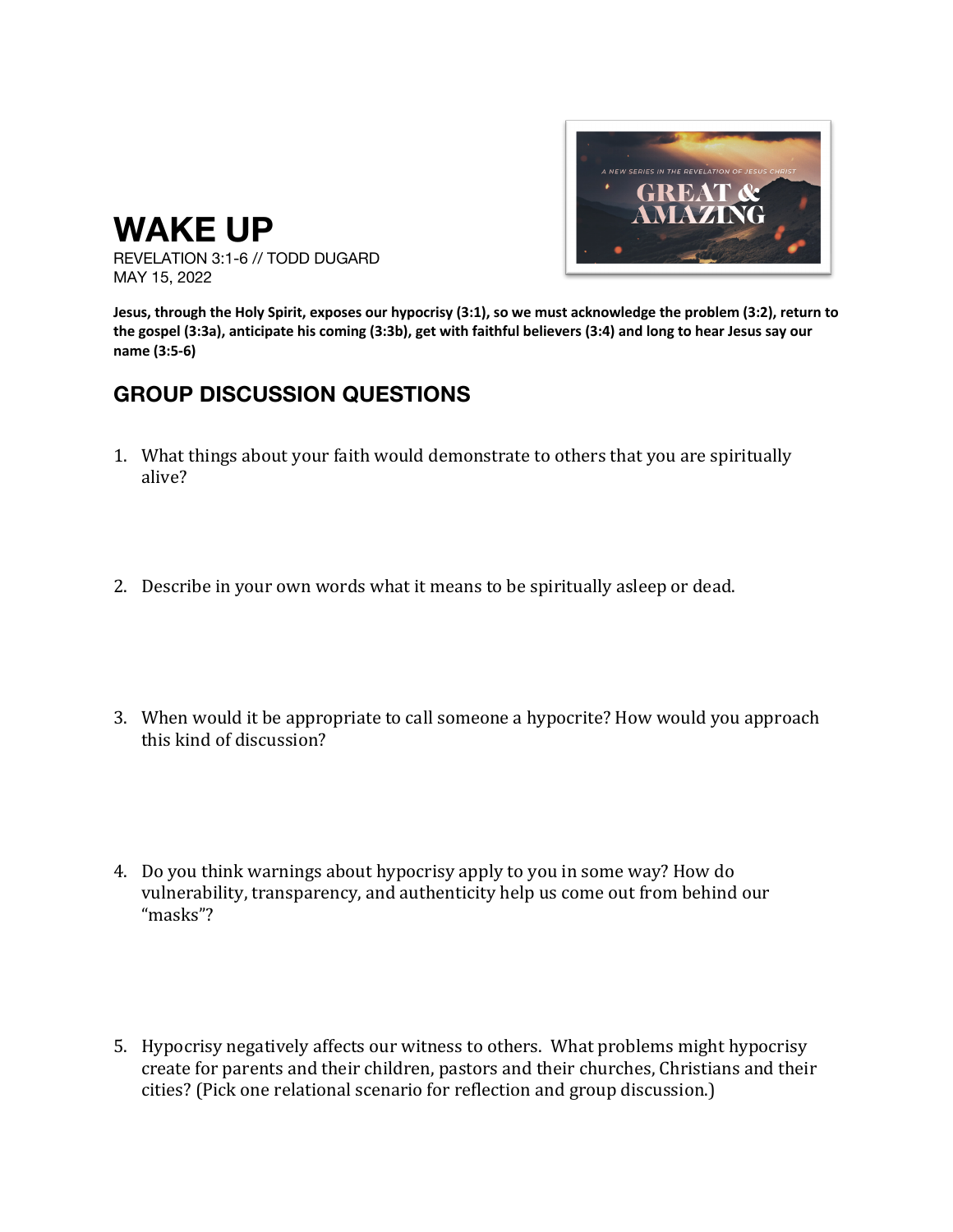# WAKE UP

REVELATION 3:1-6 // TODD DUGARD
MAY 15, 2022

**Jesus, through the Holy Spirit, exposes our hypocrisy (3:1), so we must acknowledge the problem (3:2), return to the gospel (3:3a), anticipate his coming (3:3b), get with faithful believers (3:4) and long to hear Jesus say our name (3:5-6)**

## GROUP DISCUSSION QUESTIONS

1. What things about your faith would demonstrate to others that you are spiritually alive?

2. Describe in your own words what it means to be spiritually asleep or dead.

3. When would it be appropriate to call someone a hypocrite? How would you approach this kind of discussion?

4. Do you think warnings about hypocrisy apply to you in some way? How do vulnerability, transparency, and authenticity help us come out from behind our "masks"?

5. Hypocrisy negatively affects our witness to others. What problems might hypocrisy create for parents and their children, pastors and their churches, Christians and their cities? (Pick one relational scenario for reflection and group discussion.)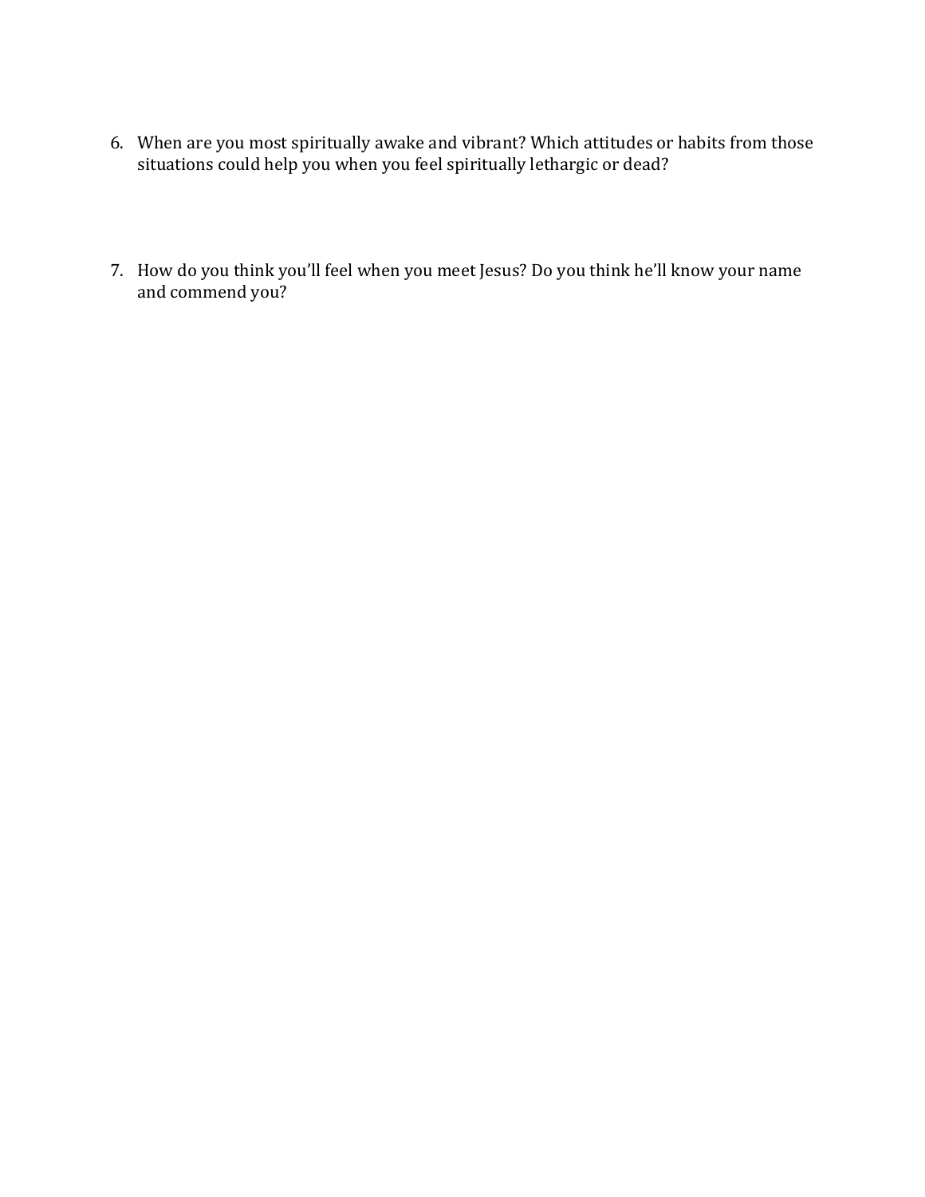6. When are you most spiritually awake and vibrant? Which attitudes or habits from those situations could help you when you feel spiritually lethargic or dead?

7. How do you think you'll feel when you meet Jesus? Do you think he'll know your name and commend you?